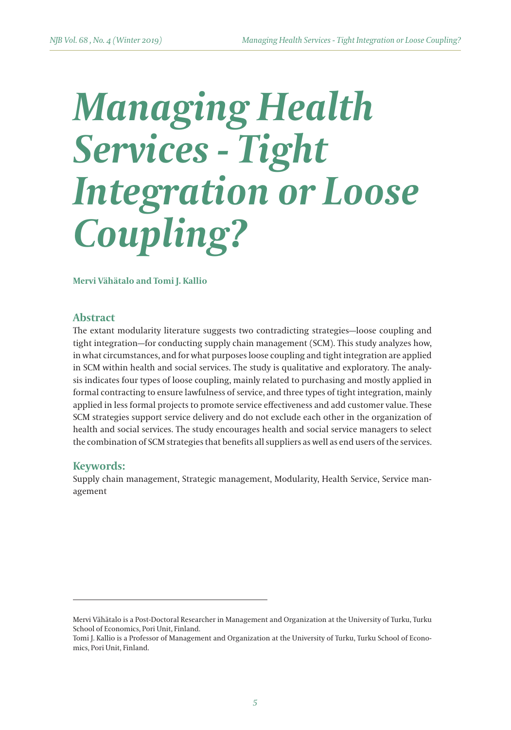# Managing Health Services - Tight Integration or Loose Coupling?

**Mervi Vähätalo and Tomi J. Kallio**

## Abstract

The extant modularity literature suggests two contradicting strategies—loose coupling and tight integration—for conducting supply chain management (SCM). This study analyzes how, in what circumstances, and for what purposes loose coupling and tight integration are applied in SCM within health and social services. The study is qualitative and exploratory. The analysis indicates four types of loose coupling, mainly related to purchasing and mostly applied in formal contracting to ensure lawfulness of service, and three types of tight integration, mainly applied in less formal projects to promote service effectiveness and add customer value. These SCM strategies support service delivery and do not exclude each other in the organization of health and social services. The study encourages health and social service managers to select the combination of SCM strategies that benefits all suppliers as well as end users of the services.

## Keywords:

Supply chain management, Strategic management, Modularity, Health Service, Service management

---

Mervi Vähätalo is a Post-Doctoral Researcher in Management and Organization at the University of Turku, Turku School of Economics, Pori Unit, Finland.

Tomi J. Kallio is a Professor of Management and Organization at the University of Turku, Turku School of Economics, Pori Unit, Finland.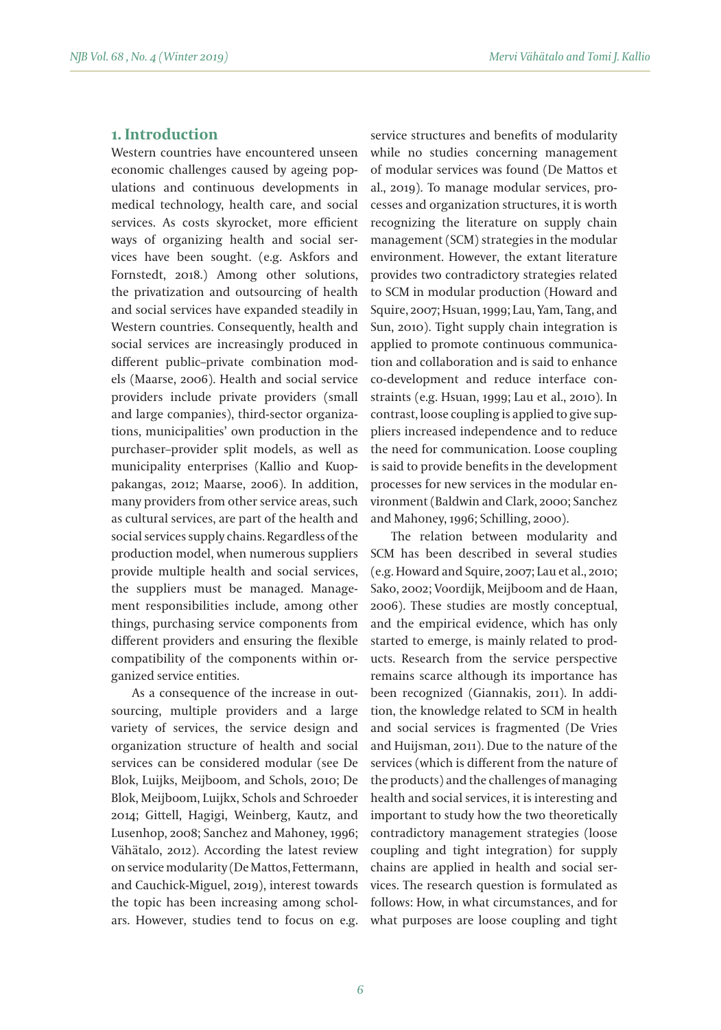## 1. Introduction

Western countries have encountered unseen economic challenges caused by ageing populations and continuous developments in medical technology, health care, and social services. As costs skyrocket, more efficient ways of organizing health and social services have been sought. (e.g. Askfors and Fornstedt, 2018.) Among other solutions, the privatization and outsourcing of health and social services have expanded steadily in Western countries. Consequently, health and social services are increasingly produced in different public–private combination models (Maarse, 2006). Health and social service providers include private providers (small and large companies), third-sector organizations, municipalities' own production in the purchaser–provider split models, as well as municipality enterprises (Kallio and Kuoppakangas, 2012; Maarse, 2006). In addition, many providers from other service areas, such as cultural services, are part of the health and social services supply chains. Regardless of the production model, when numerous suppliers provide multiple health and social services, the suppliers must be managed. Management responsibilities include, among other things, purchasing service components from different providers and ensuring the flexible compatibility of the components within organized service entities.

As a consequence of the increase in outsourcing, multiple providers and a large variety of services, the service design and organization structure of health and social services can be considered modular (see De Blok, Luijks, Meijboom, and Schols, 2010; De Blok, Meijboom, Luijkx, Schols and Schroeder 2014; Gittell, Hagigi, Weinberg, Kautz, and Lusenhop, 2008; Sanchez and Mahoney, 1996; Vähätalo, 2012). According the latest review on service modularity (De Mattos, Fettermann, and Cauchick-Miguel, 2019), interest towards the topic has been increasing among scholars. However, studies tend to focus on e.g. service structures and benefits of modularity while no studies concerning management of modular services was found (De Mattos et al., 2019). To manage modular services, processes and organization structures, it is worth recognizing the literature on supply chain management (SCM) strategies in the modular environment. However, the extant literature provides two contradictory strategies related to SCM in modular production (Howard and Squire, 2007; Hsuan, 1999; Lau, Yam, Tang, and Sun, 2010). Tight supply chain integration is applied to promote continuous communication and collaboration and is said to enhance co-development and reduce interface constraints (e.g. Hsuan, 1999; Lau et al., 2010). In contrast, loose coupling is applied to give suppliers increased independence and to reduce the need for communication. Loose coupling is said to provide benefits in the development processes for new services in the modular environment (Baldwin and Clark, 2000; Sanchez and Mahoney, 1996; Schilling, 2000).

The relation between modularity and SCM has been described in several studies (e.g. Howard and Squire, 2007; Lau et al., 2010; Sako, 2002; Voordijk, Meijboom and de Haan, 2006). These studies are mostly conceptual, and the empirical evidence, which has only started to emerge, is mainly related to products. Research from the service perspective remains scarce although its importance has been recognized (Giannakis, 2011). In addition, the knowledge related to SCM in health and social services is fragmented (De Vries and Huijsman, 2011). Due to the nature of the services (which is different from the nature of the products) and the challenges of managing health and social services, it is interesting and important to study how the two theoretically contradictory management strategies (loose coupling and tight integration) for supply chains are applied in health and social services. The research question is formulated as follows: How, in what circumstances, and for what purposes are loose coupling and tight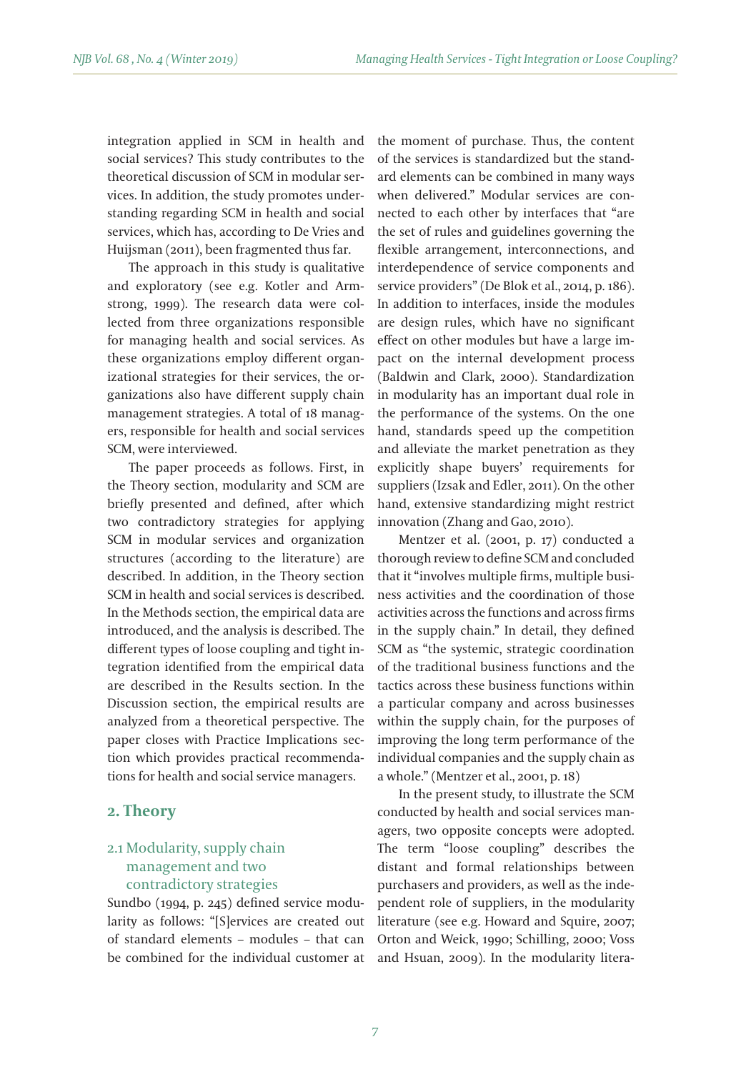integration applied in SCM in health and social services? This study contributes to the theoretical discussion of SCM in modular services. In addition, the study promotes understanding regarding SCM in health and social services, which has, according to De Vries and Huijsman (2011), been fragmented thus far.

The approach in this study is qualitative and exploratory (see e.g. Kotler and Armstrong, 1999). The research data were collected from three organizations responsible for managing health and social services. As these organizations employ different organizational strategies for their services, the organizations also have different supply chain management strategies. A total of 18 managers, responsible for health and social services SCM, were interviewed.

The paper proceeds as follows. First, in the Theory section, modularity and SCM are briefly presented and defined, after which two contradictory strategies for applying SCM in modular services and organization structures (according to the literature) are described. In addition, in the Theory section SCM in health and social services is described. In the Methods section, the empirical data are introduced, and the analysis is described. The different types of loose coupling and tight integration identified from the empirical data are described in the Results section. In the Discussion section, the empirical results are analyzed from a theoretical perspective. The paper closes with Practice Implications section which provides practical recommendations for health and social service managers.

## 2. Theory

### 2.1 Modularity, supply chain management and two contradictory strategies

Sundbo (1994, p. 245) defined service modularity as follows: "[S]ervices are created out of standard elements – modules – that can be combined for the individual customer at the moment of purchase. Thus, the content of the services is standardized but the standard elements can be combined in many ways when delivered." Modular services are connected to each other by interfaces that "are the set of rules and guidelines governing the flexible arrangement, interconnections, and interdependence of service components and service providers" (De Blok et al., 2014, p. 186). In addition to interfaces, inside the modules are design rules, which have no significant effect on other modules but have a large impact on the internal development process (Baldwin and Clark, 2000). Standardization in modularity has an important dual role in the performance of the systems. On the one hand, standards speed up the competition and alleviate the market penetration as they explicitly shape buyers' requirements for suppliers (Izsak and Edler, 2011). On the other hand, extensive standardizing might restrict innovation (Zhang and Gao, 2010).

Mentzer et al. (2001, p. 17) conducted a thorough review to define SCM and concluded that it "involves multiple firms, multiple business activities and the coordination of those activities across the functions and across firms in the supply chain." In detail, they defined SCM as "the systemic, strategic coordination of the traditional business functions and the tactics across these business functions within a particular company and across businesses within the supply chain, for the purposes of improving the long term performance of the individual companies and the supply chain as a whole." (Mentzer et al., 2001, p. 18)

In the present study, to illustrate the SCM conducted by health and social services managers, two opposite concepts were adopted. The term "loose coupling" describes the distant and formal relationships between purchasers and providers, as well as the independent role of suppliers, in the modularity literature (see e.g. Howard and Squire, 2007; Orton and Weick, 1990; Schilling, 2000; Voss and Hsuan, 2009). In the modularity litera-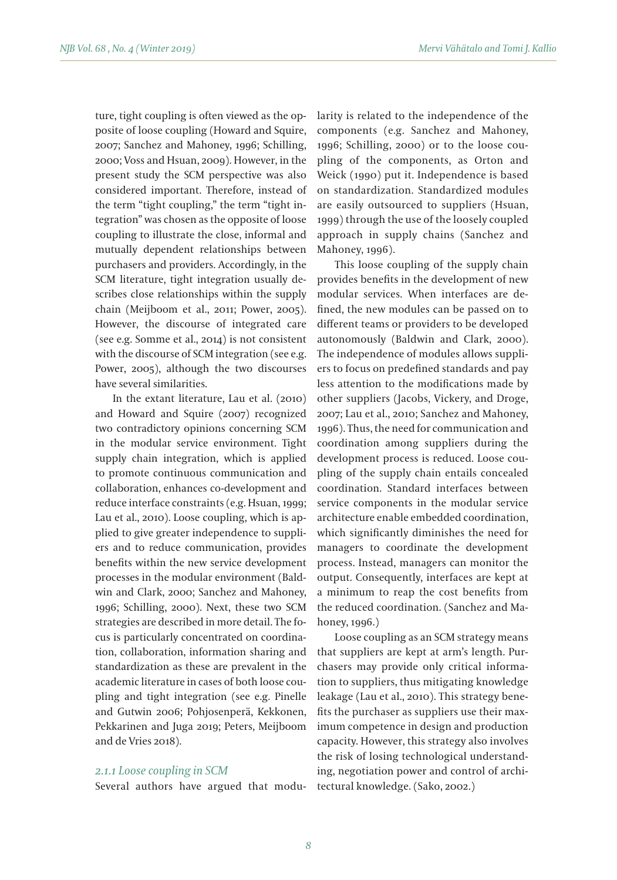ture, tight coupling is often viewed as the opposite of loose coupling (Howard and Squire, 2007; Sanchez and Mahoney, 1996; Schilling, 2000; Voss and Hsuan, 2009). However, in the present study the SCM perspective was also considered important. Therefore, instead of the term "tight coupling," the term "tight integration" was chosen as the opposite of loose coupling to illustrate the close, informal and mutually dependent relationships between purchasers and providers. Accordingly, in the SCM literature, tight integration usually describes close relationships within the supply chain (Meijboom et al., 2011; Power, 2005). However, the discourse of integrated care (see e.g. Somme et al., 2014) is not consistent with the discourse of SCM integration (see e.g. Power, 2005), although the two discourses have several similarities.

In the extant literature, Lau et al. (2010) and Howard and Squire (2007) recognized two contradictory opinions concerning SCM in the modular service environment. Tight supply chain integration, which is applied to promote continuous communication and collaboration, enhances co-development and reduce interface constraints (e.g. Hsuan, 1999; Lau et al., 2010). Loose coupling, which is applied to give greater independence to suppliers and to reduce communication, provides benefits within the new service development processes in the modular environment (Baldwin and Clark, 2000; Sanchez and Mahoney, 1996; Schilling, 2000). Next, these two SCM strategies are described in more detail. The focus is particularly concentrated on coordination, collaboration, information sharing and standardization as these are prevalent in the academic literature in cases of both loose coupling and tight integration (see e.g. Pinelle and Gutwin 2006; Pohjosenperä, Kekkonen, Pekkarinen and Juga 2019; Peters, Meijboom and de Vries 2018).

#### *2.1.1 Loose coupling in SCM*

Several authors have argued that modularity is related to the independence of the components (e.g. Sanchez and Mahoney, 1996; Schilling, 2000) or to the loose coupling of the components, as Orton and Weick (1990) put it. Independence is based on standardization. Standardized modules are easily outsourced to suppliers (Hsuan, 1999) through the use of the loosely coupled approach in supply chains (Sanchez and Mahoney, 1996).

This loose coupling of the supply chain provides benefits in the development of new modular services. When interfaces are defined, the new modules can be passed on to different teams or providers to be developed autonomously (Baldwin and Clark, 2000). The independence of modules allows suppliers to focus on predefined standards and pay less attention to the modifications made by other suppliers (Jacobs, Vickery, and Droge, 2007; Lau et al., 2010; Sanchez and Mahoney, 1996). Thus, the need for communication and coordination among suppliers during the development process is reduced. Loose coupling of the supply chain entails concealed coordination. Standard interfaces between service components in the modular service architecture enable embedded coordination, which significantly diminishes the need for managers to coordinate the development process. Instead, managers can monitor the output. Consequently, interfaces are kept at a minimum to reap the cost benefits from the reduced coordination. (Sanchez and Mahoney, 1996.)

Loose coupling as an SCM strategy means that suppliers are kept at arm's length. Purchasers may provide only critical information to suppliers, thus mitigating knowledge leakage (Lau et al., 2010). This strategy benefits the purchaser as suppliers use their maximum competence in design and production capacity. However, this strategy also involves the risk of losing technological understanding, negotiation power and control of architectural knowledge. (Sako, 2002.)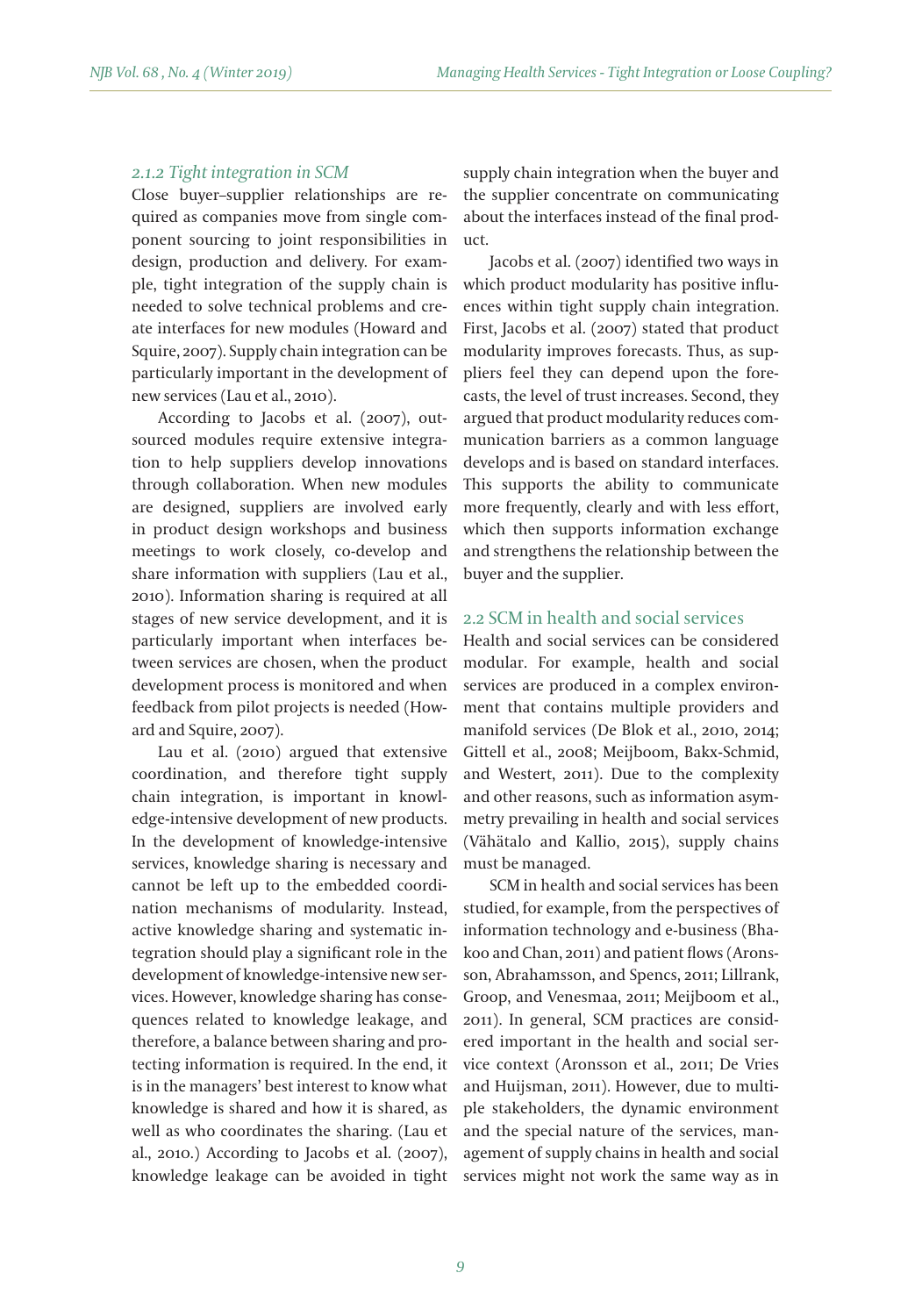### 2.1.2 Tight integration in SCM

Close buyer–supplier relationships are required as companies move from single component sourcing to joint responsibilities in design, production and delivery. For example, tight integration of the supply chain is needed to solve technical problems and create interfaces for new modules (Howard and Squire, 2007). Supply chain integration can be particularly important in the development of new services (Lau et al., 2010).

According to Jacobs et al. (2007), outsourced modules require extensive integration to help suppliers develop innovations through collaboration. When new modules are designed, suppliers are involved early in product design workshops and business meetings to work closely, co-develop and share information with suppliers (Lau et al., 2010). Information sharing is required at all stages of new service development, and it is particularly important when interfaces between services are chosen, when the product development process is monitored and when feedback from pilot projects is needed (Howard and Squire, 2007).

Lau et al. (2010) argued that extensive coordination, and therefore tight supply chain integration, is important in knowledge-intensive development of new products. In the development of knowledge-intensive services, knowledge sharing is necessary and cannot be left up to the embedded coordination mechanisms of modularity. Instead, active knowledge sharing and systematic integration should play a significant role in the development of knowledge-intensive new services. However, knowledge sharing has consequences related to knowledge leakage, and therefore, a balance between sharing and protecting information is required. In the end, it is in the managers' best interest to know what knowledge is shared and how it is shared, as well as who coordinates the sharing. (Lau et al., 2010.) According to Jacobs et al. (2007), knowledge leakage can be avoided in tight supply chain integration when the buyer and the supplier concentrate on communicating about the interfaces instead of the final product.

Jacobs et al. (2007) identified two ways in which product modularity has positive influences within tight supply chain integration. First, Jacobs et al. (2007) stated that product modularity improves forecasts. Thus, as suppliers feel they can depend upon the forecasts, the level of trust increases. Second, they argued that product modularity reduces communication barriers as a common language develops and is based on standard interfaces. This supports the ability to communicate more frequently, clearly and with less effort, which then supports information exchange and strengthens the relationship between the buyer and the supplier.

## 2.2 SCM in health and social services

Health and social services can be considered modular. For example, health and social services are produced in a complex environment that contains multiple providers and manifold services (De Blok et al., 2010, 2014; Gittell et al., 2008; Meijboom, Bakx-Schmid, and Westert, 2011). Due to the complexity and other reasons, such as information asymmetry prevailing in health and social services (Vähätalo and Kallio, 2015), supply chains must be managed.

SCM in health and social services has been studied, for example, from the perspectives of information technology and e-business (Bhakoo and Chan, 2011) and patient flows (Aronsson, Abrahamsson, and Spencs, 2011; Lillrank, Groop, and Venesmaa, 2011; Meijboom et al., 2011). In general, SCM practices are considered important in the health and social service context (Aronsson et al., 2011; De Vries and Huijsman, 2011). However, due to multiple stakeholders, the dynamic environment and the special nature of the services, management of supply chains in health and social services might not work the same way as in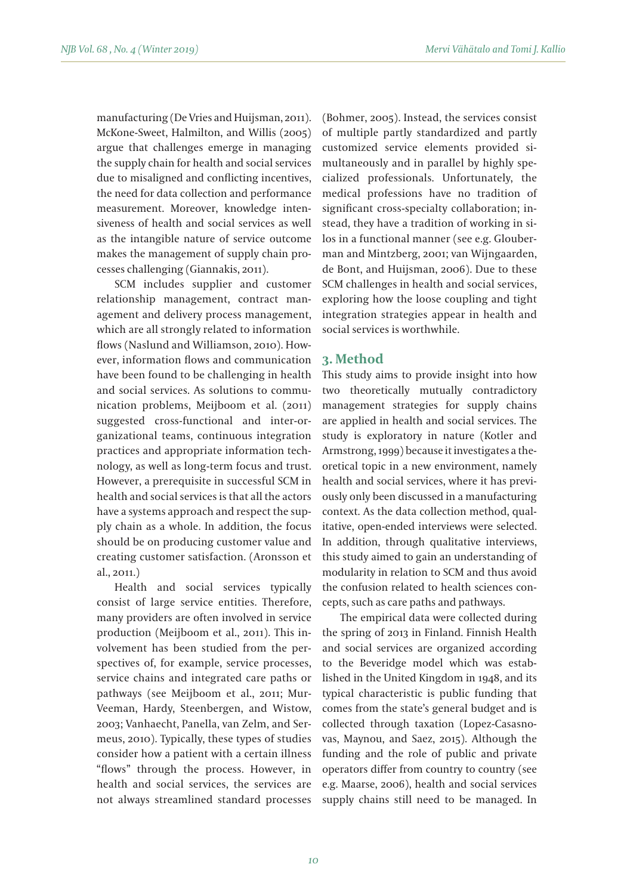manufacturing (De Vries and Huijsman, 2011). McKone-Sweet, Halmilton, and Willis (2005) argue that challenges emerge in managing the supply chain for health and social services due to misaligned and conflicting incentives, the need for data collection and performance measurement. Moreover, knowledge intensiveness of health and social services as well as the intangible nature of service outcome makes the management of supply chain processes challenging (Giannakis, 2011).

SCM includes supplier and customer relationship management, contract management and delivery process management, which are all strongly related to information flows (Naslund and Williamson, 2010). However, information flows and communication have been found to be challenging in health and social services. As solutions to communication problems, Meijboom et al. (2011) suggested cross-functional and inter-organizational teams, continuous integration practices and appropriate information technology, as well as long-term focus and trust. However, a prerequisite in successful SCM in health and social services is that all the actors have a systems approach and respect the supply chain as a whole. In addition, the focus should be on producing customer value and creating customer satisfaction. (Aronsson et al., 2011.)

Health and social services typically consist of large service entities. Therefore, many providers are often involved in service production (Meijboom et al., 2011). This involvement has been studied from the perspectives of, for example, service processes, service chains and integrated care paths or pathways (see Meijboom et al., 2011; Mur-Veeman, Hardy, Steenbergen, and Wistow, 2003; Vanhaecht, Panella, van Zelm, and Sermeus, 2010). Typically, these types of studies consider how a patient with a certain illness "flows" through the process. However, in health and social services, the services are not always streamlined standard processes (Bohmer, 2005). Instead, the services consist of multiple partly standardized and partly customized service elements provided simultaneously and in parallel by highly specialized professionals. Unfortunately, the medical professions have no tradition of significant cross-specialty collaboration; instead, they have a tradition of working in silos in a functional manner (see e.g. Glouberman and Mintzberg, 2001; van Wijngaarden, de Bont, and Huijsman, 2006). Due to these SCM challenges in health and social services, exploring how the loose coupling and tight integration strategies appear in health and social services is worthwhile.

## 3. Method

This study aims to provide insight into how two theoretically mutually contradictory management strategies for supply chains are applied in health and social services. The study is exploratory in nature (Kotler and Armstrong, 1999) because it investigates a theoretical topic in a new environment, namely health and social services, where it has previously only been discussed in a manufacturing context. As the data collection method, qualitative, open-ended interviews were selected. In addition, through qualitative interviews, this study aimed to gain an understanding of modularity in relation to SCM and thus avoid the confusion related to health sciences concepts, such as care paths and pathways.

The empirical data were collected during the spring of 2013 in Finland. Finnish Health and social services are organized according to the Beveridge model which was established in the United Kingdom in 1948, and its typical characteristic is public funding that comes from the state's general budget and is collected through taxation (Lopez-Casasnovas, Maynou, and Saez, 2015). Although the funding and the role of public and private operators differ from country to country (see e.g. Maarse, 2006), health and social services supply chains still need to be managed. In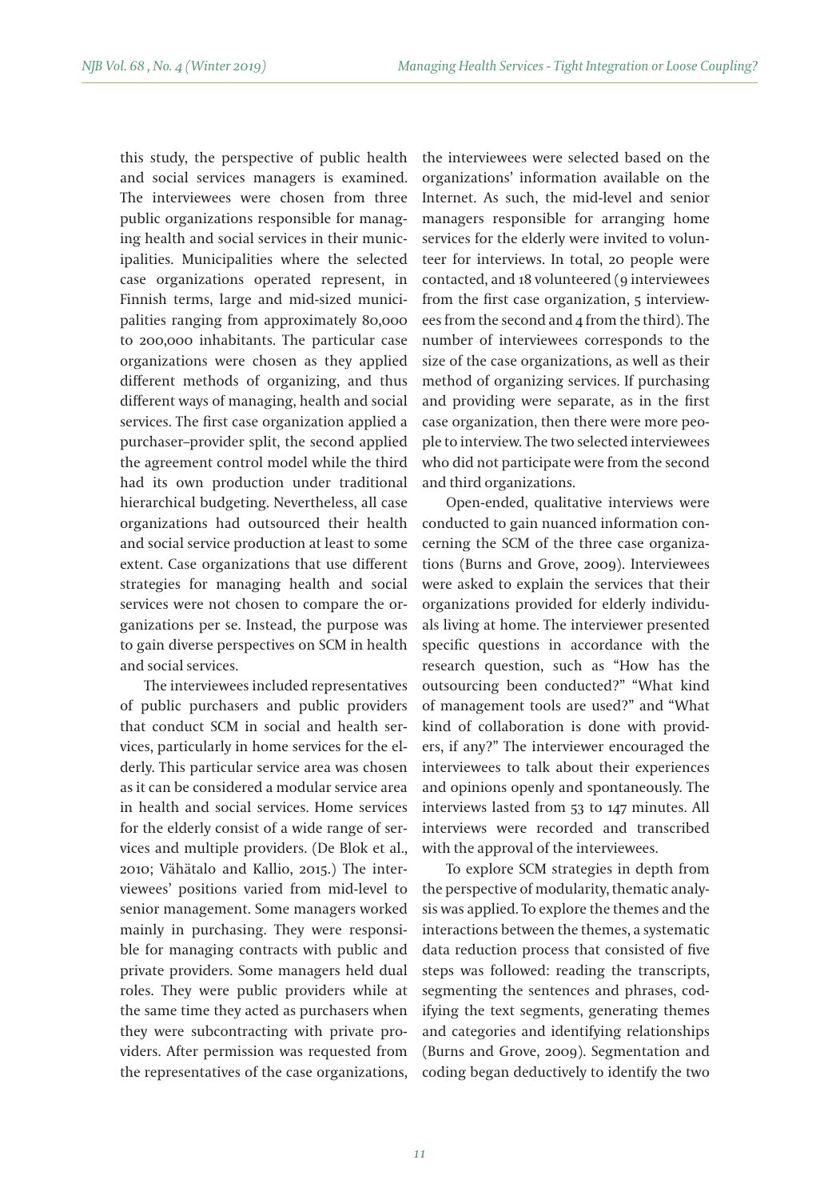this study, the perspective of public health and social services managers is examined. The interviewees were chosen from three public organizations responsible for managing health and social services in their municipalities. Municipalities where the selected case organizations operated represent, in Finnish terms, large and mid-sized municipalities ranging from approximately 80,000 to 200,000 inhabitants. The particular case organizations were chosen as they applied different methods of organizing, and thus different ways of managing, health and social services. The first case organization applied a purchaser–provider split, the second applied the agreement control model while the third had its own production under traditional hierarchical budgeting. Nevertheless, all case organizations had outsourced their health and social service production at least to some extent. Case organizations that use different strategies for managing health and social services were not chosen to compare the organizations per se. Instead, the purpose was to gain diverse perspectives on SCM in health and social services.

The interviewees included representatives of public purchasers and public providers that conduct SCM in social and health services, particularly in home services for the elderly. This particular service area was chosen as it can be considered a modular service area in health and social services. Home services for the elderly consist of a wide range of services and multiple providers. (De Blok et al., 2010; Vähätalo and Kallio, 2015.) The interviewees' positions varied from mid-level to senior management. Some managers worked mainly in purchasing. They were responsible for managing contracts with public and private providers. Some managers held dual roles. They were public providers while at the same time they acted as purchasers when they were subcontracting with private providers. After permission was requested from the representatives of the case organizations, the interviewees were selected based on the organizations' information available on the Internet. As such, the mid-level and senior managers responsible for arranging home services for the elderly were invited to volunteer for interviews. In total, 20 people were contacted, and 18 volunteered (9 interviewees from the first case organization, 5 interviewees from the second and 4 from the third). The number of interviewees corresponds to the size of the case organizations, as well as their method of organizing services. If purchasing and providing were separate, as in the first case organization, then there were more people to interview. The two selected interviewees who did not participate were from the second and third organizations.

Open-ended, qualitative interviews were conducted to gain nuanced information concerning the SCM of the three case organizations (Burns and Grove, 2009). Interviewees were asked to explain the services that their organizations provided for elderly individuals living at home. The interviewer presented specific questions in accordance with the research question, such as "How has the outsourcing been conducted?" "What kind of management tools are used?" and "What kind of collaboration is done with providers, if any?" The interviewer encouraged the interviewees to talk about their experiences and opinions openly and spontaneously. The interviews lasted from 53 to 147 minutes. All interviews were recorded and transcribed with the approval of the interviewees.

To explore SCM strategies in depth from the perspective of modularity, thematic analysis was applied. To explore the themes and the interactions between the themes, a systematic data reduction process that consisted of five steps was followed: reading the transcripts, segmenting the sentences and phrases, codifying the text segments, generating themes and categories and identifying relationships (Burns and Grove, 2009). Segmentation and coding began deductively to identify the two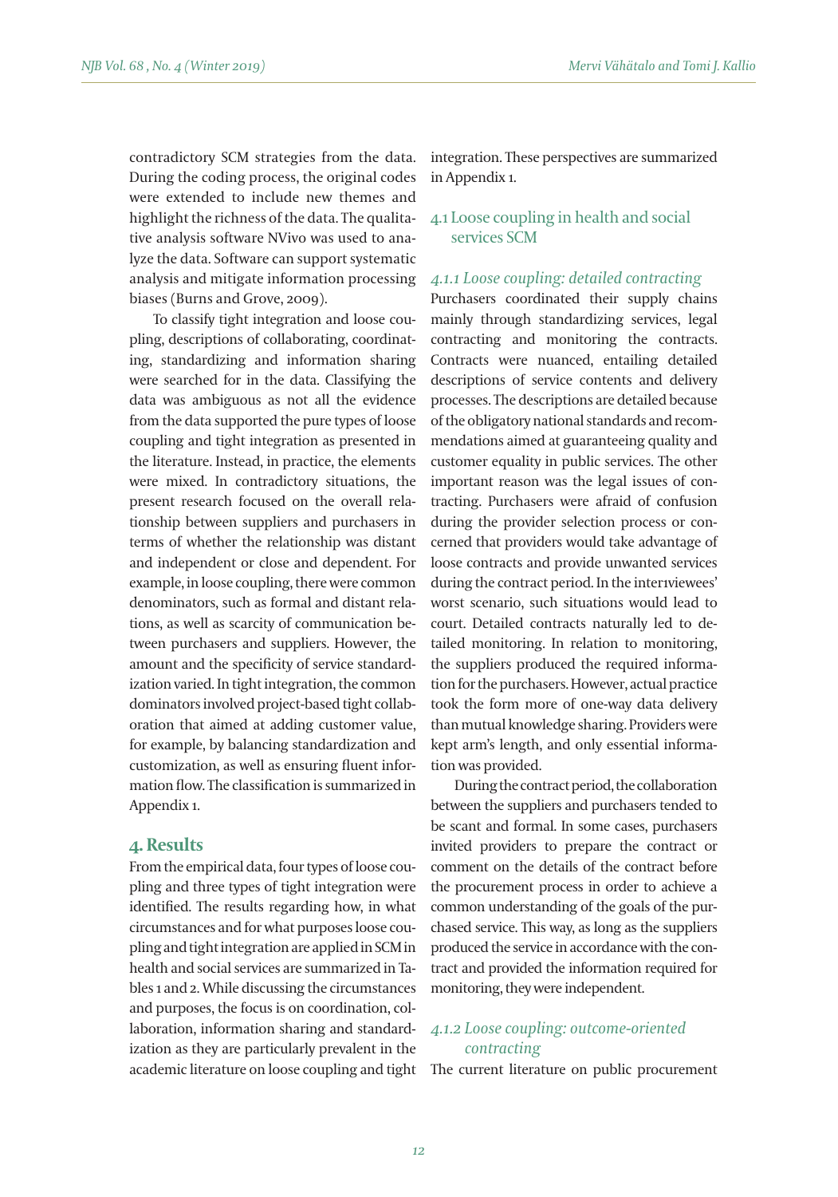contradictory SCM strategies from the data. During the coding process, the original codes were extended to include new themes and highlight the richness of the data. The qualitative analysis software NVivo was used to analyze the data. Software can support systematic analysis and mitigate information processing biases (Burns and Grove, 2009).

To classify tight integration and loose coupling, descriptions of collaborating, coordinating, standardizing and information sharing were searched for in the data. Classifying the data was ambiguous as not all the evidence from the data supported the pure types of loose coupling and tight integration as presented in the literature. Instead, in practice, the elements were mixed. In contradictory situations, the present research focused on the overall relationship between suppliers and purchasers in terms of whether the relationship was distant and independent or close and dependent. For example, in loose coupling, there were common denominators, such as formal and distant relations, as well as scarcity of communication between purchasers and suppliers. However, the amount and the specificity of service standardization varied. In tight integration, the common dominators involved project-based tight collaboration that aimed at adding customer value, for example, by balancing standardization and customization, as well as ensuring fluent information flow. The classification is summarized in Appendix 1.

## 4. Results

From the empirical data, four types of loose coupling and three types of tight integration were identified. The results regarding how, in what circumstances and for what purposes loose coupling and tight integration are applied in SCM in health and social services are summarized in Tables 1 and 2. While discussing the circumstances and purposes, the focus is on coordination, collaboration, information sharing and standardization as they are particularly prevalent in the academic literature on loose coupling and tight integration. These perspectives are summarized in Appendix 1.

### 4.1 Loose coupling in health and social services SCM

#### *4.1.1 Loose coupling: detailed contracting*

Purchasers coordinated their supply chains mainly through standardizing services, legal contracting and monitoring the contracts. Contracts were nuanced, entailing detailed descriptions of service contents and delivery processes. The descriptions are detailed because of the obligatory national standards and recommendations aimed at guaranteeing quality and customer equality in public services. The other important reason was the legal issues of contracting. Purchasers were afraid of confusion during the provider selection process or concerned that providers would take advantage of loose contracts and provide unwanted services during the contract period. In the inter1viewees' worst scenario, such situations would lead to court. Detailed contracts naturally led to detailed monitoring. In relation to monitoring, the suppliers produced the required information for the purchasers. However, actual practice took the form more of one-way data delivery than mutual knowledge sharing. Providers were kept arm's length, and only essential information was provided.

During the contract period, the collaboration between the suppliers and purchasers tended to be scant and formal. In some cases, purchasers invited providers to prepare the contract or comment on the details of the contract before the procurement process in order to achieve a common understanding of the goals of the purchased service. This way, as long as the suppliers produced the service in accordance with the contract and provided the information required for monitoring, they were independent.

#### *4.1.2 Loose coupling: outcome-oriented contracting*

The current literature on public procurement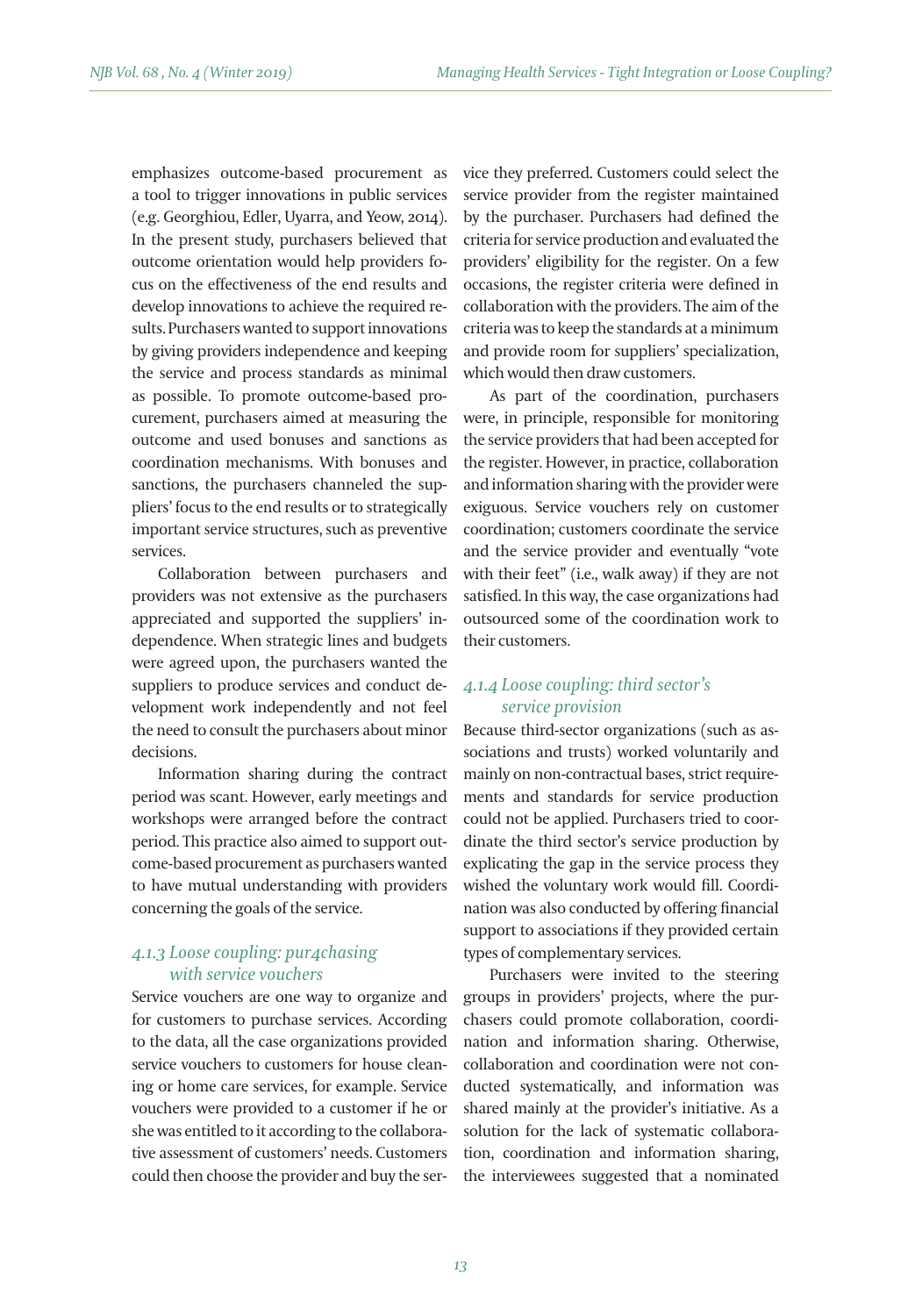emphasizes outcome-based procurement as a tool to trigger innovations in public services (e.g. Georghiou, Edler, Uyarra, and Yeow, 2014). In the present study, purchasers believed that outcome orientation would help providers focus on the effectiveness of the end results and develop innovations to achieve the required results. Purchasers wanted to support innovations by giving providers independence and keeping the service and process standards as minimal as possible. To promote outcome-based procurement, purchasers aimed at measuring the outcome and used bonuses and sanctions as coordination mechanisms. With bonuses and sanctions, the purchasers channeled the suppliers' focus to the end results or to strategically important service structures, such as preventive services.

Collaboration between purchasers and providers was not extensive as the purchasers appreciated and supported the suppliers' independence. When strategic lines and budgets were agreed upon, the purchasers wanted the suppliers to produce services and conduct development work independently and not feel the need to consult the purchasers about minor decisions.

Information sharing during the contract period was scant. However, early meetings and workshops were arranged before the contract period. This practice also aimed to support outcome-based procurement as purchasers wanted to have mutual understanding with providers concerning the goals of the service.

### *4.1.3 Loose coupling: pur4chasing with service vouchers*

Service vouchers are one way to organize and for customers to purchase services. According to the data, all the case organizations provided service vouchers to customers for house cleaning or home care services, for example. Service vouchers were provided to a customer if he or she was entitled to it according to the collaborative assessment of customers' needs. Customers could then choose the provider and buy the service they preferred. Customers could select the service provider from the register maintained by the purchaser. Purchasers had defined the criteria for service production and evaluated the providers' eligibility for the register. On a few occasions, the register criteria were defined in collaboration with the providers. The aim of the criteria was to keep the standards at a minimum and provide room for suppliers' specialization, which would then draw customers.

As part of the coordination, purchasers were, in principle, responsible for monitoring the service providers that had been accepted for the register. However, in practice, collaboration and information sharing with the provider were exiguous. Service vouchers rely on customer coordination; customers coordinate the service and the service provider and eventually "vote with their feet" (i.e., walk away) if they are not satisfied. In this way, the case organizations had outsourced some of the coordination work to their customers.

### *4.1.4 Loose coupling: third sector's service provision*

Because third-sector organizations (such as associations and trusts) worked voluntarily and mainly on non-contractual bases, strict requirements and standards for service production could not be applied. Purchasers tried to coordinate the third sector's service production by explicating the gap in the service process they wished the voluntary work would fill. Coordination was also conducted by offering financial support to associations if they provided certain types of complementary services.

Purchasers were invited to the steering groups in providers' projects, where the purchasers could promote collaboration, coordination and information sharing. Otherwise, collaboration and coordination were not conducted systematically, and information was shared mainly at the provider's initiative. As a solution for the lack of systematic collaboration, coordination and information sharing, the interviewees suggested that a nominated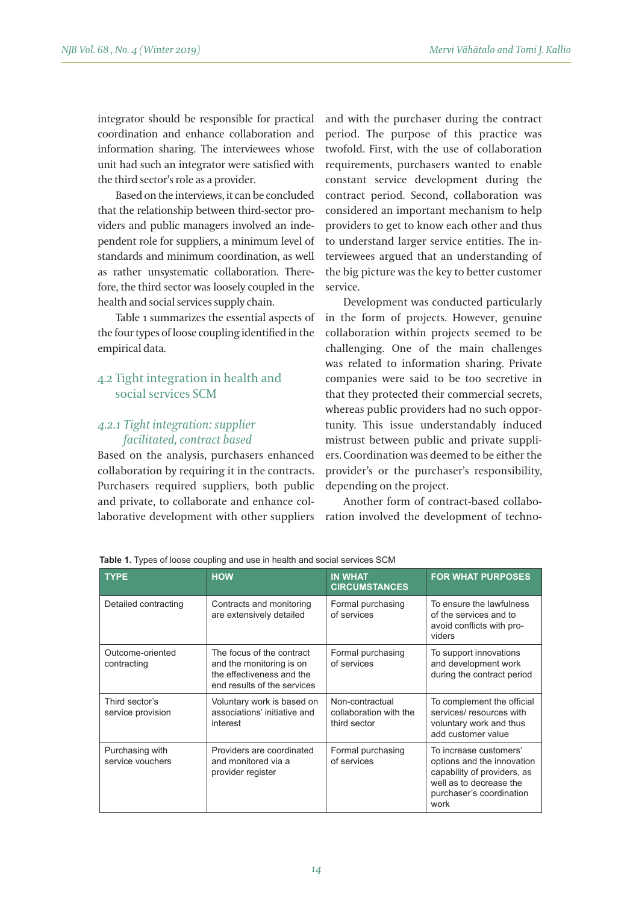integrator should be responsible for practical coordination and enhance collaboration and information sharing. The interviewees whose unit had such an integrator were satisfied with the third sector's role as a provider.

Based on the interviews, it can be concluded that the relationship between third-sector providers and public managers involved an independent role for suppliers, a minimum level of standards and minimum coordination, as well as rather unsystematic collaboration. Therefore, the third sector was loosely coupled in the health and social services supply chain.

Table 1 summarizes the essential aspects of the four types of loose coupling identified in the empirical data.

## 4.2 Tight integration in health and social services SCM

### *4.2.1 Tight integration: supplier facilitated, contract based*

Based on the analysis, purchasers enhanced collaboration by requiring it in the contracts. Purchasers required suppliers, both public and private, to collaborate and enhance collaborative development with other suppliers and with the purchaser during the contract period. The purpose of this practice was twofold. First, with the use of collaboration requirements, purchasers wanted to enable constant service development during the contract period. Second, collaboration was considered an important mechanism to help providers to get to know each other and thus to understand larger service entities. The interviewees argued that an understanding of the big picture was the key to better customer service.

Development was conducted particularly in the form of projects. However, genuine collaboration within projects seemed to be challenging. One of the main challenges was related to information sharing. Private companies were said to be too secretive in that they protected their commercial secrets, whereas public providers had no such opportunity. This issue understandably induced mistrust between public and private suppliers. Coordination was deemed to be either the provider's or the purchaser's responsibility, depending on the project.

Another form of contract-based collaboration involved the development of techno-

**Table 1.** Types of loose coupling and use in health and social services SCM

| TYPE | HOW | IN WHAT CIRCUMSTANCES | FOR WHAT PURPOSES |
|---|---|---|---|
| Detailed contracting | Contracts and monitoring are extensively detailed | Formal purchasing of services | To ensure the lawfulness of the services and to avoid conflicts with providers |
| Outcome-oriented contracting | The focus of the contract and the monitoring is on the effectiveness and the end results of the services | Formal purchasing of services | To support innovations and development work during the contract period |
| Third sector's service provision | Voluntary work is based on associations' initiative and interest | Non-contractual collaboration with the third sector | To complement the official services/ resources with voluntary work and thus add customer value |
| Purchasing with service vouchers | Providers are coordinated and monitored via a provider register | Formal purchasing of services | To increase customers' options and the innovation capability of providers, as well as to decrease the purchaser's coordination work |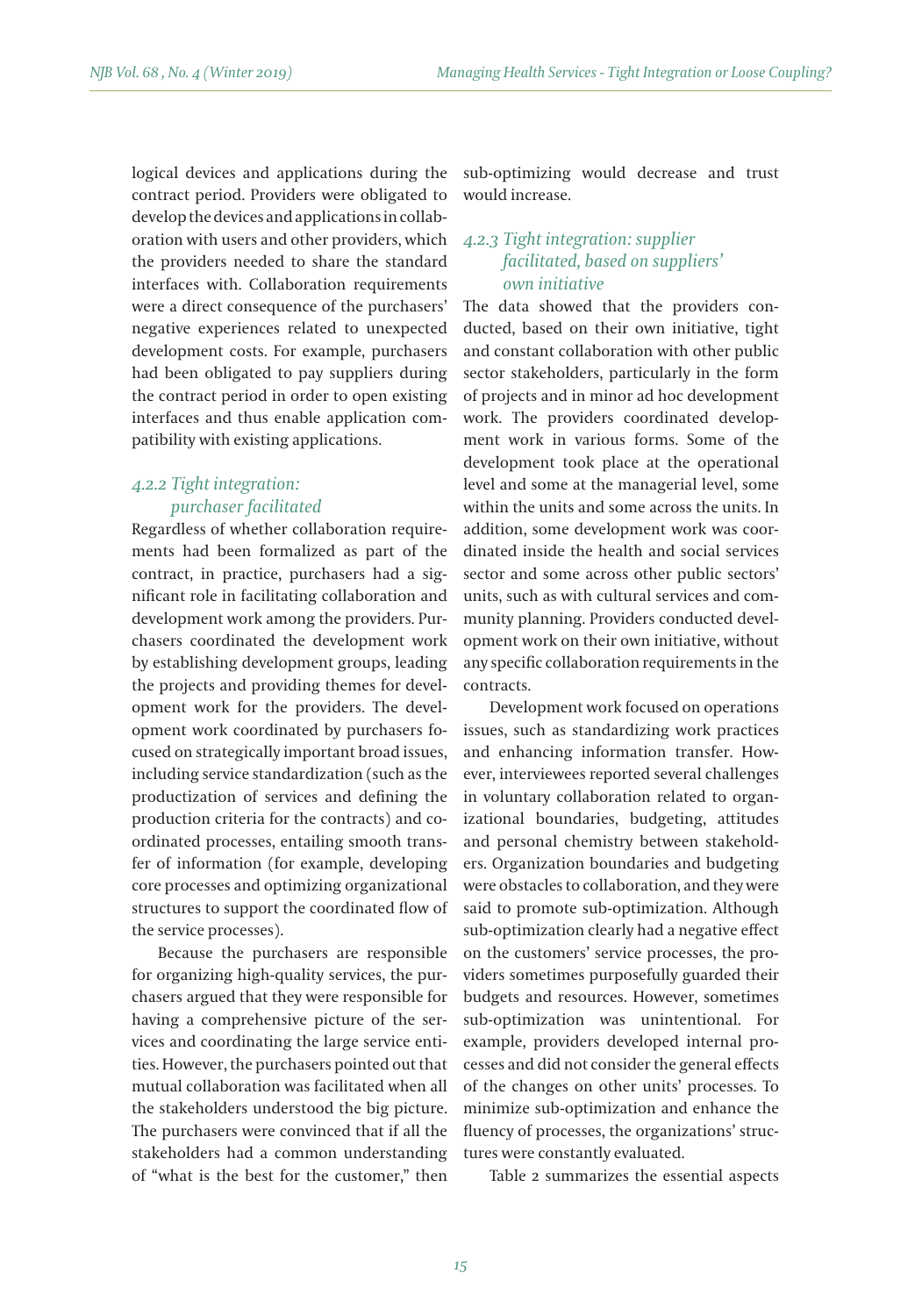logical devices and applications during the contract period. Providers were obligated to develop the devices and applications in collaboration with users and other providers, which the providers needed to share the standard interfaces with. Collaboration requirements were a direct consequence of the purchasers' negative experiences related to unexpected development costs. For example, purchasers had been obligated to pay suppliers during the contract period in order to open existing interfaces and thus enable application compatibility with existing applications.

### *4.2.2 Tight integration: purchaser facilitated*

Regardless of whether collaboration requirements had been formalized as part of the contract, in practice, purchasers had a significant role in facilitating collaboration and development work among the providers. Purchasers coordinated the development work by establishing development groups, leading the projects and providing themes for development work for the providers. The development work coordinated by purchasers focused on strategically important broad issues, including service standardization (such as the productization of services and defining the production criteria for the contracts) and coordinated processes, entailing smooth transfer of information (for example, developing core processes and optimizing organizational structures to support the coordinated flow of the service processes).

Because the purchasers are responsible for organizing high-quality services, the purchasers argued that they were responsible for having a comprehensive picture of the services and coordinating the large service entities. However, the purchasers pointed out that mutual collaboration was facilitated when all the stakeholders understood the big picture. The purchasers were convinced that if all the stakeholders had a common understanding of "what is the best for the customer," then sub-optimizing would decrease and trust would increase.

### *4.2.3 Tight integration: supplier facilitated, based on suppliers' own initiative*

The data showed that the providers conducted, based on their own initiative, tight and constant collaboration with other public sector stakeholders, particularly in the form of projects and in minor ad hoc development work. The providers coordinated development work in various forms. Some of the development took place at the operational level and some at the managerial level, some within the units and some across the units. In addition, some development work was coordinated inside the health and social services sector and some across other public sectors' units, such as with cultural services and community planning. Providers conducted development work on their own initiative, without any specific collaboration requirements in the contracts.

Development work focused on operations issues, such as standardizing work practices and enhancing information transfer. However, interviewees reported several challenges in voluntary collaboration related to organizational boundaries, budgeting, attitudes and personal chemistry between stakeholders. Organization boundaries and budgeting were obstacles to collaboration, and they were said to promote sub-optimization. Although sub-optimization clearly had a negative effect on the customers' service processes, the providers sometimes purposefully guarded their budgets and resources. However, sometimes sub-optimization was unintentional. For example, providers developed internal processes and did not consider the general effects of the changes on other units' processes. To minimize sub-optimization and enhance the fluency of processes, the organizations' structures were constantly evaluated.

Table 2 summarizes the essential aspects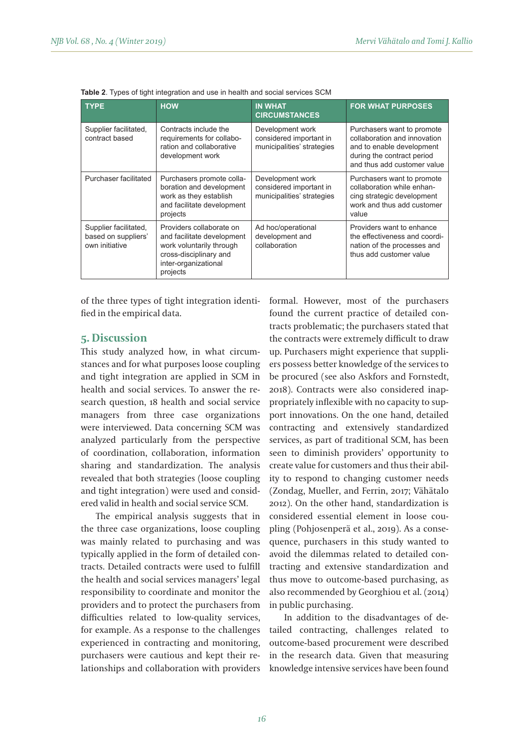**Table 2**. Types of tight integration and use in health and social services SCM

| TYPE | HOW | IN WHAT CIRCUMSTANCES | FOR WHAT PURPOSES |
|---|---|---|---|
| Supplier facilitated, contract based | Contracts include the requirements for collaboration and collaborative development work | Development work considered important in municipalities' strategies | Purchasers want to promote collaboration and innovation and to enable development during the contract period and thus add customer value |
| Purchaser facilitated | Purchasers promote collaboration and development work as they establish and facilitate development projects | Development work considered important in municipalities' strategies | Purchasers want to promote collaboration while enhancing strategic development work and thus add customer value |
| Supplier facilitated, based on suppliers' own initiative | Providers collaborate on and facilitate development work voluntarily through cross-disciplinary and inter-organizational projects | Ad hoc/operational development and collaboration | Providers want to enhance the effectiveness and coordination of the processes and thus add customer value |

of the three types of tight integration identified in the empirical data.

## 5. Discussion

This study analyzed how, in what circumstances and for what purposes loose coupling and tight integration are applied in SCM in health and social services. To answer the research question, 18 health and social service managers from three case organizations were interviewed. Data concerning SCM was analyzed particularly from the perspective of coordination, collaboration, information sharing and standardization. The analysis revealed that both strategies (loose coupling and tight integration) were used and considered valid in health and social service SCM.

The empirical analysis suggests that in the three case organizations, loose coupling was mainly related to purchasing and was typically applied in the form of detailed contracts. Detailed contracts were used to fulfill the health and social services managers' legal responsibility to coordinate and monitor the providers and to protect the purchasers from difficulties related to low-quality services, for example. As a response to the challenges experienced in contracting and monitoring, purchasers were cautious and kept their relationships and collaboration with providers formal. However, most of the purchasers found the current practice of detailed contracts problematic; the purchasers stated that the contracts were extremely difficult to draw up. Purchasers might experience that suppliers possess better knowledge of the services to be procured (see also Askfors and Fornstedt, 2018). Contracts were also considered inappropriately inflexible with no capacity to support innovations. On the one hand, detailed contracting and extensively standardized services, as part of traditional SCM, has been seen to diminish providers' opportunity to create value for customers and thus their ability to respond to changing customer needs (Zondag, Mueller, and Ferrin, 2017; Vähätalo 2012). On the other hand, standardization is considered essential element in loose coupling (Pohjosenperä et al., 2019). As a consequence, purchasers in this study wanted to avoid the dilemmas related to detailed contracting and extensive standardization and thus move to outcome-based purchasing, as also recommended by Georghiou et al. (2014) in public purchasing.

In addition to the disadvantages of detailed contracting, challenges related to outcome-based procurement were described in the research data. Given that measuring knowledge intensive services have been found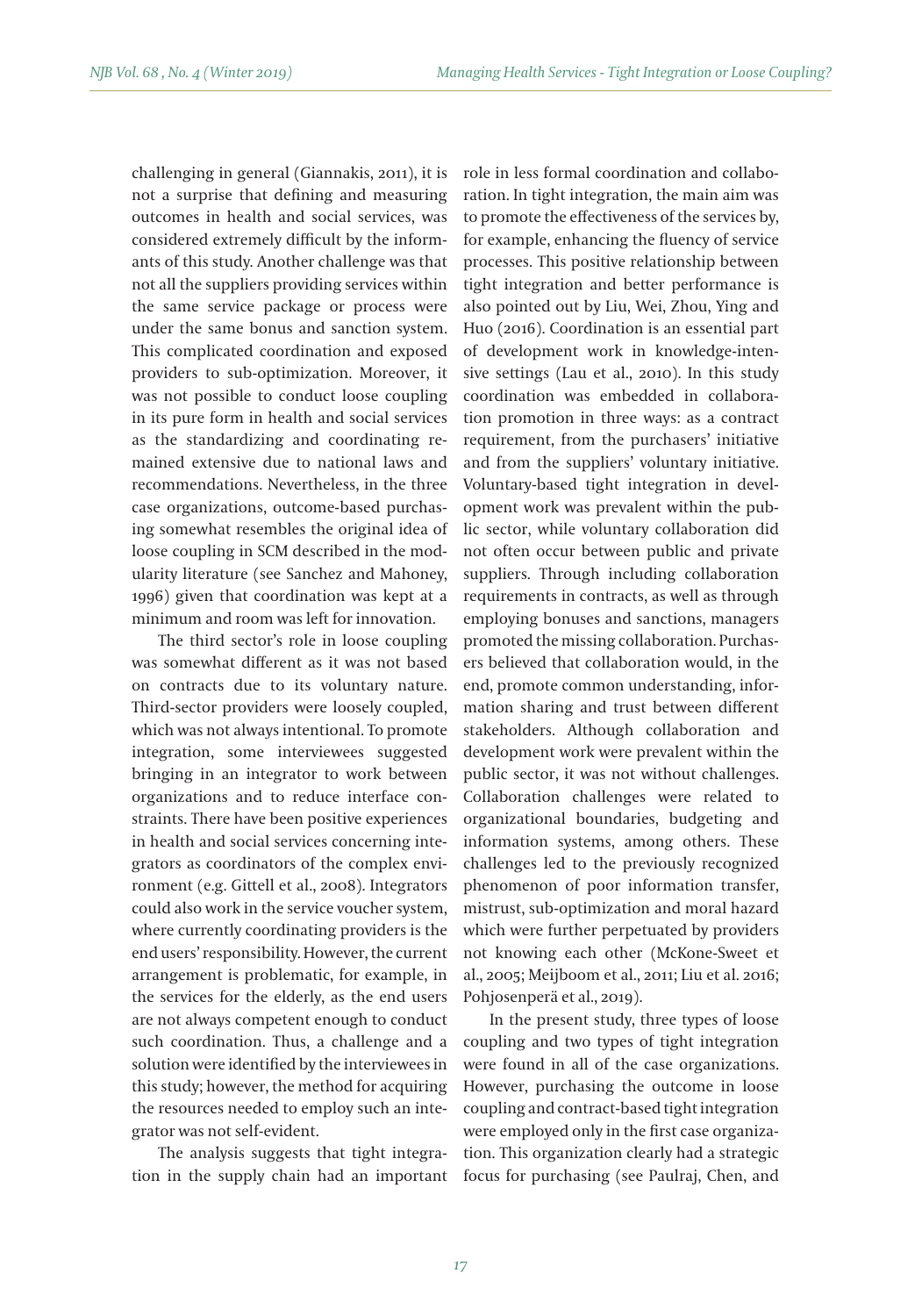challenging in general (Giannakis, 2011), it is not a surprise that defining and measuring outcomes in health and social services, was considered extremely difficult by the informants of this study. Another challenge was that not all the suppliers providing services within the same service package or process were under the same bonus and sanction system. This complicated coordination and exposed providers to sub-optimization. Moreover, it was not possible to conduct loose coupling in its pure form in health and social services as the standardizing and coordinating remained extensive due to national laws and recommendations. Nevertheless, in the three case organizations, outcome-based purchasing somewhat resembles the original idea of loose coupling in SCM described in the modularity literature (see Sanchez and Mahoney, 1996) given that coordination was kept at a minimum and room was left for innovation.

The third sector's role in loose coupling was somewhat different as it was not based on contracts due to its voluntary nature. Third-sector providers were loosely coupled, which was not always intentional. To promote integration, some interviewees suggested bringing in an integrator to work between organizations and to reduce interface constraints. There have been positive experiences in health and social services concerning integrators as coordinators of the complex environment (e.g. Gittell et al., 2008). Integrators could also work in the service voucher system, where currently coordinating providers is the end users' responsibility. However, the current arrangement is problematic, for example, in the services for the elderly, as the end users are not always competent enough to conduct such coordination. Thus, a challenge and a solution were identified by the interviewees in this study; however, the method for acquiring the resources needed to employ such an integrator was not self-evident.

The analysis suggests that tight integration in the supply chain had an important role in less formal coordination and collaboration. In tight integration, the main aim was to promote the effectiveness of the services by, for example, enhancing the fluency of service processes. This positive relationship between tight integration and better performance is also pointed out by Liu, Wei, Zhou, Ying and Huo (2016). Coordination is an essential part of development work in knowledge-intensive settings (Lau et al., 2010). In this study coordination was embedded in collaboration promotion in three ways: as a contract requirement, from the purchasers' initiative and from the suppliers' voluntary initiative. Voluntary-based tight integration in development work was prevalent within the public sector, while voluntary collaboration did not often occur between public and private suppliers. Through including collaboration requirements in contracts, as well as through employing bonuses and sanctions, managers promoted the missing collaboration. Purchasers believed that collaboration would, in the end, promote common understanding, information sharing and trust between different stakeholders. Although collaboration and development work were prevalent within the public sector, it was not without challenges. Collaboration challenges were related to organizational boundaries, budgeting and information systems, among others. These challenges led to the previously recognized phenomenon of poor information transfer, mistrust, sub-optimization and moral hazard which were further perpetuated by providers not knowing each other (McKone-Sweet et al., 2005; Meijboom et al., 2011; Liu et al. 2016; Pohjosenperä et al., 2019).

In the present study, three types of loose coupling and two types of tight integration were found in all of the case organizations. However, purchasing the outcome in loose coupling and contract-based tight integration were employed only in the first case organization. This organization clearly had a strategic focus for purchasing (see Paulraj, Chen, and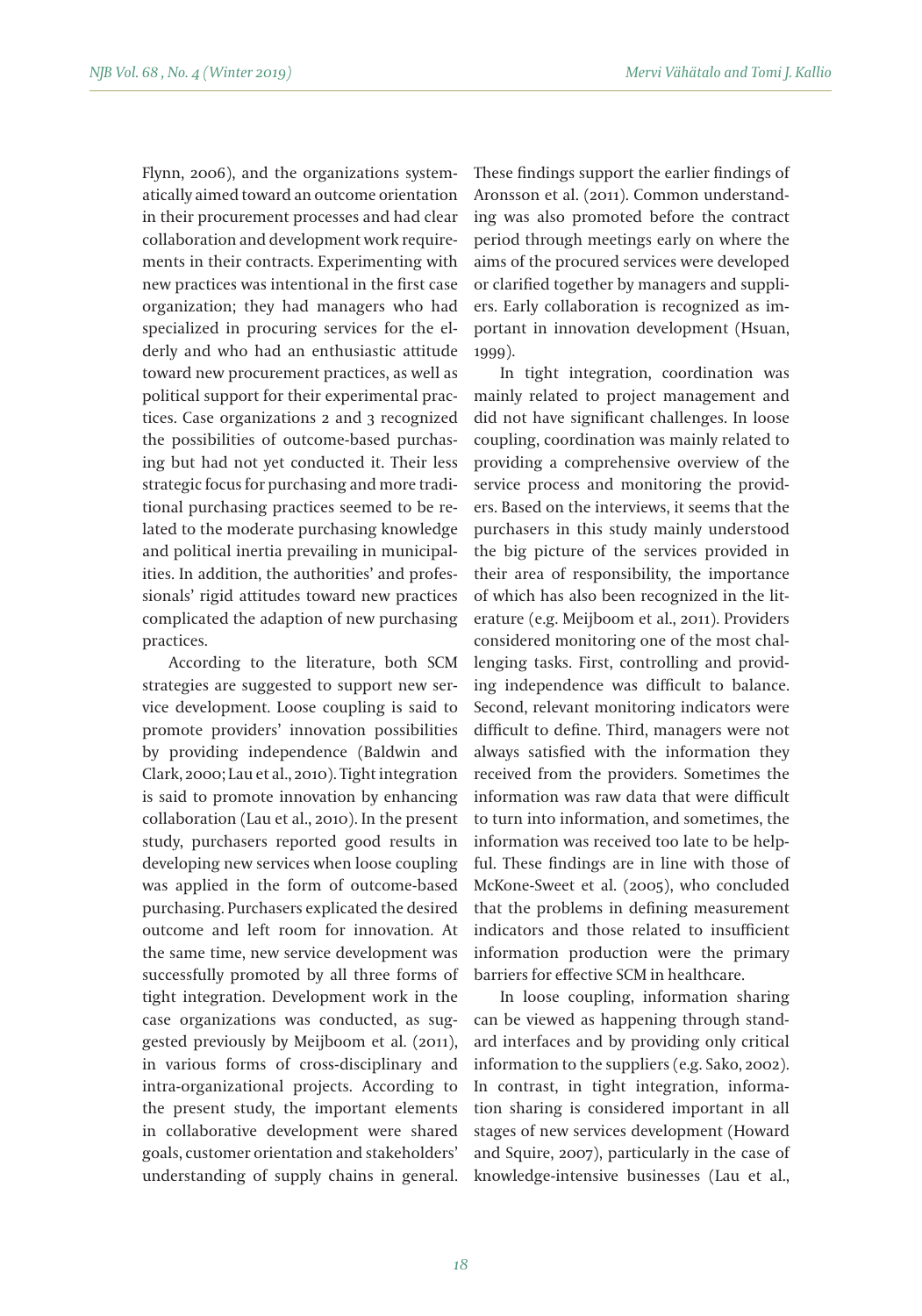Flynn, 2006), and the organizations systematically aimed toward an outcome orientation in their procurement processes and had clear collaboration and development work requirements in their contracts. Experimenting with new practices was intentional in the first case organization; they had managers who had specialized in procuring services for the elderly and who had an enthusiastic attitude toward new procurement practices, as well as political support for their experimental practices. Case organizations 2 and 3 recognized the possibilities of outcome-based purchasing but had not yet conducted it. Their less strategic focus for purchasing and more traditional purchasing practices seemed to be related to the moderate purchasing knowledge and political inertia prevailing in municipalities. In addition, the authorities' and professionals' rigid attitudes toward new practices complicated the adaption of new purchasing practices.

According to the literature, both SCM strategies are suggested to support new service development. Loose coupling is said to promote providers' innovation possibilities by providing independence (Baldwin and Clark, 2000; Lau et al., 2010). Tight integration is said to promote innovation by enhancing collaboration (Lau et al., 2010). In the present study, purchasers reported good results in developing new services when loose coupling was applied in the form of outcome-based purchasing. Purchasers explicated the desired outcome and left room for innovation. At the same time, new service development was successfully promoted by all three forms of tight integration. Development work in the case organizations was conducted, as suggested previously by Meijboom et al. (2011), in various forms of cross-disciplinary and intra-organizational projects. According to the present study, the important elements in collaborative development were shared goals, customer orientation and stakeholders' understanding of supply chains in general. These findings support the earlier findings of Aronsson et al. (2011). Common understanding was also promoted before the contract period through meetings early on where the aims of the procured services were developed or clarified together by managers and suppliers. Early collaboration is recognized as important in innovation development (Hsuan, 1999).

In tight integration, coordination was mainly related to project management and did not have significant challenges. In loose coupling, coordination was mainly related to providing a comprehensive overview of the service process and monitoring the providers. Based on the interviews, it seems that the purchasers in this study mainly understood the big picture of the services provided in their area of responsibility, the importance of which has also been recognized in the literature (e.g. Meijboom et al., 2011). Providers considered monitoring one of the most challenging tasks. First, controlling and providing independence was difficult to balance. Second, relevant monitoring indicators were difficult to define. Third, managers were not always satisfied with the information they received from the providers. Sometimes the information was raw data that were difficult to turn into information, and sometimes, the information was received too late to be helpful. These findings are in line with those of McKone-Sweet et al. (2005), who concluded that the problems in defining measurement indicators and those related to insufficient information production were the primary barriers for effective SCM in healthcare.

In loose coupling, information sharing can be viewed as happening through standard interfaces and by providing only critical information to the suppliers (e.g. Sako, 2002). In contrast, in tight integration, information sharing is considered important in all stages of new services development (Howard and Squire, 2007), particularly in the case of knowledge-intensive businesses (Lau et al.,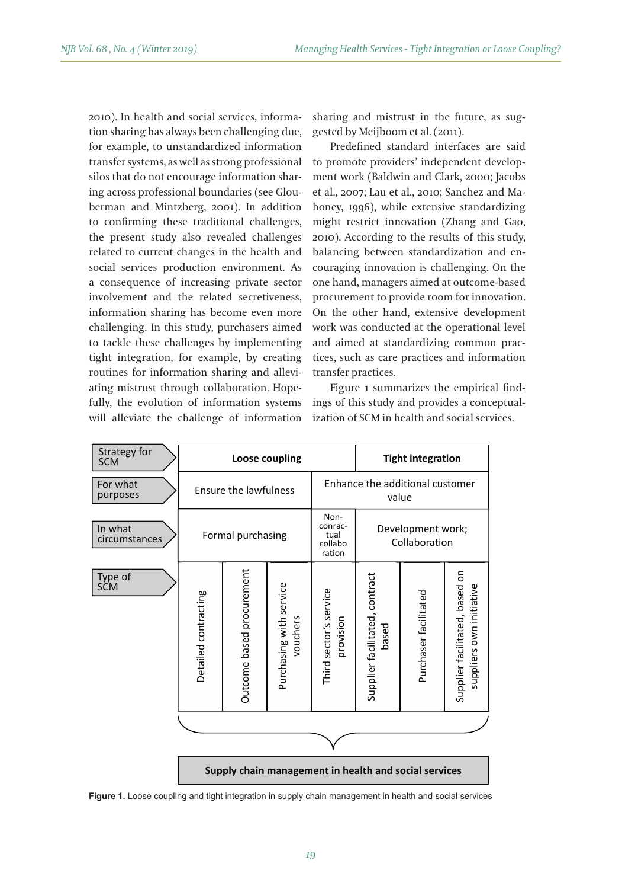2010). In health and social services, information sharing has always been challenging due, for example, to unstandardized information transfer systems, as well as strong professional silos that do not encourage information sharing across professional boundaries (see Glouberman and Mintzberg, 2001). In addition to confirming these traditional challenges, the present study also revealed challenges related to current changes in the health and social services production environment. As a consequence of increasing private sector involvement and the related secretiveness, information sharing has become even more challenging. In this study, purchasers aimed to tackle these challenges by implementing tight integration, for example, by creating routines for information sharing and alleviating mistrust through collaboration. Hopefully, the evolution of information systems will alleviate the challenge of information sharing and mistrust in the future, as suggested by Meijboom et al. (2011).

Predefined standard interfaces are said to promote providers' independent development work (Baldwin and Clark, 2000; Jacobs et al., 2007; Lau et al., 2010; Sanchez and Mahoney, 1996), while extensive standardizing might restrict innovation (Zhang and Gao, 2010). According to the results of this study, balancing between standardization and encouraging innovation is challenging. On the one hand, managers aimed at outcome-based procurement to provide room for innovation. On the other hand, extensive development work was conducted at the operational level and aimed at standardizing common practices, such as care practices and information transfer practices.

Figure 1 summarizes the empirical findings of this study and provides a conceptualization of SCM in health and social services.

| Strategy for SCM | **Loose coupling** | | | | **Tight integration** | | |
|---|---|---|---|---|---|---|---|
| For what purposes | Ensure the lawfulness | | | Enhance the additional customer value | | | |
| In what circumstances | Formal purchasing | | | Non-conractual collaboration | Development work; Collaboration | | |
| Type of SCM | Detailed contracting | Outcome based procurement | Purchasing with service vouchers | Third sector's service provision | Supplier facilitated, contract based | Purchaser facilitated | Supplier facilitated, based on suppliers own initiative |

**Supply chain management in health and social services**

**Figure 1.** Loose coupling and tight integration in supply chain management in health and social services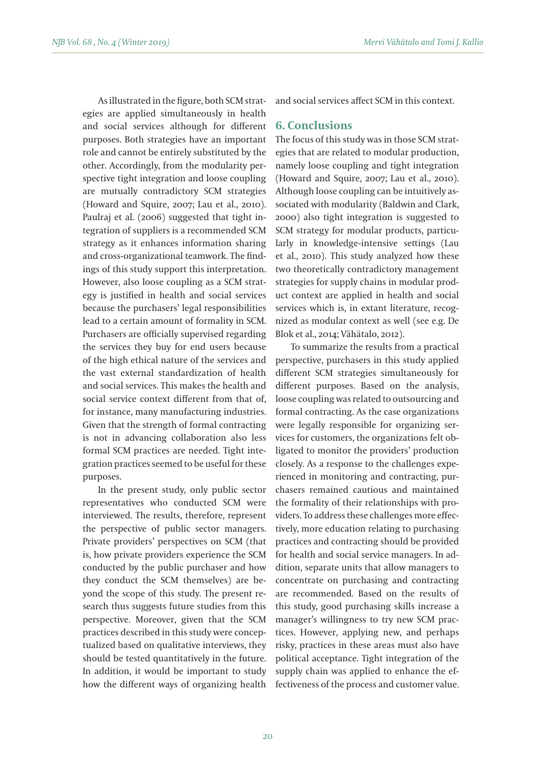As illustrated in the figure, both SCM strategies are applied simultaneously in health and social services although for different purposes. Both strategies have an important role and cannot be entirely substituted by the other. Accordingly, from the modularity perspective tight integration and loose coupling are mutually contradictory SCM strategies (Howard and Squire, 2007; Lau et al., 2010). Paulraj et al. (2006) suggested that tight integration of suppliers is a recommended SCM strategy as it enhances information sharing and cross-organizational teamwork. The findings of this study support this interpretation. However, also loose coupling as a SCM strategy is justified in health and social services because the purchasers' legal responsibilities lead to a certain amount of formality in SCM. Purchasers are officially supervised regarding the services they buy for end users because of the high ethical nature of the services and the vast external standardization of health and social services. This makes the health and social service context different from that of, for instance, many manufacturing industries. Given that the strength of formal contracting is not in advancing collaboration also less formal SCM practices are needed. Tight integration practices seemed to be useful for these purposes.

In the present study, only public sector representatives who conducted SCM were interviewed. The results, therefore, represent the perspective of public sector managers. Private providers' perspectives on SCM (that is, how private providers experience the SCM conducted by the public purchaser and how they conduct the SCM themselves) are beyond the scope of this study. The present research thus suggests future studies from this perspective. Moreover, given that the SCM practices described in this study were conceptualized based on qualitative interviews, they should be tested quantitatively in the future. In addition, it would be important to study how the different ways of organizing health and social services affect SCM in this context.

## 6. Conclusions

The focus of this study was in those SCM strategies that are related to modular production, namely loose coupling and tight integration (Howard and Squire, 2007; Lau et al., 2010). Although loose coupling can be intuitively associated with modularity (Baldwin and Clark, 2000) also tight integration is suggested to SCM strategy for modular products, particularly in knowledge-intensive settings (Lau et al., 2010). This study analyzed how these two theoretically contradictory management strategies for supply chains in modular product context are applied in health and social services which is, in extant literature, recognized as modular context as well (see e.g. De Blok et al., 2014; Vähätalo, 2012).

To summarize the results from a practical perspective, purchasers in this study applied different SCM strategies simultaneously for different purposes. Based on the analysis, loose coupling was related to outsourcing and formal contracting. As the case organizations were legally responsible for organizing services for customers, the organizations felt obligated to monitor the providers' production closely. As a response to the challenges experienced in monitoring and contracting, purchasers remained cautious and maintained the formality of their relationships with providers. To address these challenges more effectively, more education relating to purchasing practices and contracting should be provided for health and social service managers. In addition, separate units that allow managers to concentrate on purchasing and contracting are recommended. Based on the results of this study, good purchasing skills increase a manager's willingness to try new SCM practices. However, applying new, and perhaps risky, practices in these areas must also have political acceptance. Tight integration of the supply chain was applied to enhance the effectiveness of the process and customer value.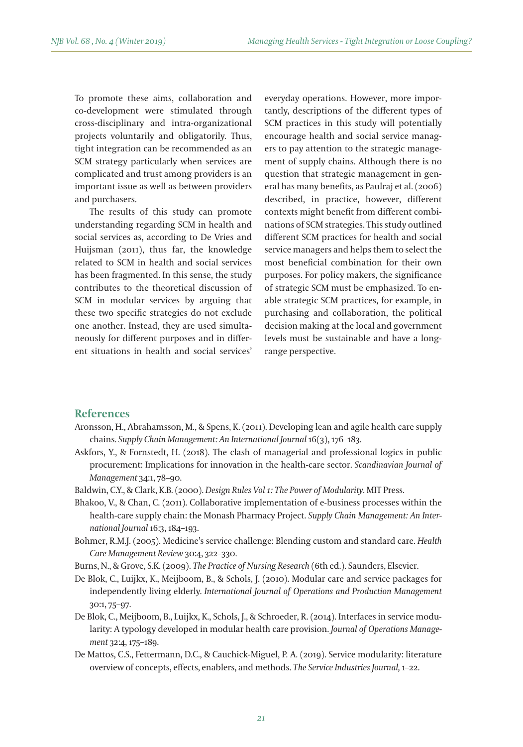To promote these aims, collaboration and co-development were stimulated through cross-disciplinary and intra-organizational projects voluntarily and obligatorily. Thus, tight integration can be recommended as an SCM strategy particularly when services are complicated and trust among providers is an important issue as well as between providers and purchasers.

The results of this study can promote understanding regarding SCM in health and social services as, according to De Vries and Huijsman (2011), thus far, the knowledge related to SCM in health and social services has been fragmented. In this sense, the study contributes to the theoretical discussion of SCM in modular services by arguing that these two specific strategies do not exclude one another. Instead, they are used simultaneously for different purposes and in different situations in health and social services' everyday operations. However, more importantly, descriptions of the different types of SCM practices in this study will potentially encourage health and social service managers to pay attention to the strategic management of supply chains. Although there is no question that strategic management in general has many benefits, as Paulraj et al. (2006) described, in practice, however, different contexts might benefit from different combinations of SCM strategies. This study outlined different SCM practices for health and social service managers and helps them to select the most beneficial combination for their own purposes. For policy makers, the significance of strategic SCM must be emphasized. To enable strategic SCM practices, for example, in purchasing and collaboration, the political decision making at the local and government levels must be sustainable and have a long-range perspective.

## References

Aronsson, H., Abrahamsson, M., & Spens, K. (2011). Developing lean and agile health care supply chains. *Supply Chain Management: An International Journal* 16(3), 176–183.

Askfors, Y., & Fornstedt, H. (2018). The clash of managerial and professional logics in public procurement: Implications for innovation in the health-care sector. *Scandinavian Journal of Management* 34:1, 78–90.

Baldwin, C.Y., & Clark, K.B. (2000). *Design Rules Vol 1: The Power of Modularity*. MIT Press.

Bhakoo, V., & Chan, C. (2011). Collaborative implementation of e-business processes within the health-care supply chain: the Monash Pharmacy Project. *Supply Chain Management: An International Journal* 16:3, 184–193.

Bohmer, R.M.J. (2005). Medicine's service challenge: Blending custom and standard care. *Health Care Management Review* 30:4, 322–330.

Burns, N., & Grove, S.K. (2009). *The Practice of Nursing Research* (6th ed.). Saunders, Elsevier.

De Blok, C., Luijkx, K., Meijboom, B., & Schols, J. (2010). Modular care and service packages for independently living elderly. *International Journal of Operations and Production Management* 30:1, 75–97.

De Blok, C., Meijboom, B., Luijkx, K., Schols, J., & Schroeder, R. (2014). Interfaces in service modularity: A typology developed in modular health care provision. *Journal of Operations Management* 32:4, 175–189.

De Mattos, C.S., Fettermann, D.C., & Cauchick-Miguel, P. A. (2019). Service modularity: literature overview of concepts, effects, enablers, and methods. *The Service Industries Journal,* 1–22.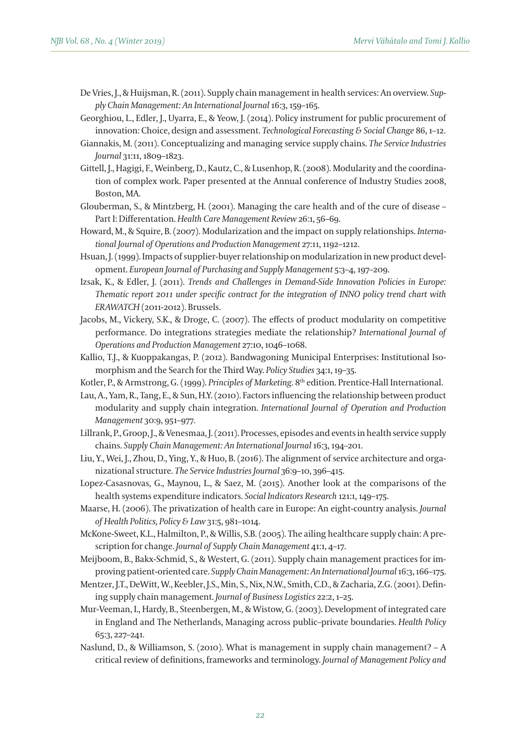De Vries, J., & Huijsman, R. (2011). Supply chain management in health services: An overview. *Supply Chain Management: An International Journal* 16:3, 159–165.

Georghiou, L., Edler, J., Uyarra, E., & Yeow, J. (2014). Policy instrument for public procurement of innovation: Choice, design and assessment. *Technological Forecasting & Social Change* 86, 1–12.

Giannakis, M. (2011). Conceptualizing and managing service supply chains. *The Service Industries Journal* 31:11, 1809–1823.

Gittell, J., Hagigi, F., Weinberg, D., Kautz, C., & Lusenhop, R. (2008). Modularity and the coordination of complex work. Paper presented at the Annual conference of Industry Studies 2008, Boston, MA.

Glouberman, S., & Mintzberg, H. (2001). Managing the care health and of the cure of disease – Part I: Differentation. *Health Care Management Review* 26:1, 56–69.

Howard, M., & Squire, B. (2007). Modularization and the impact on supply relationships. *International Journal of Operations and Production Management* 27:11, 1192–1212.

Hsuan, J. (1999). Impacts of supplier-buyer relationship on modularization in new product development. *European Journal of Purchasing and Supply Management* 5:3–4, 197–209.

Izsak, K., & Edler, J. (2011). *Trends and Challenges in Demand-Side Innovation Policies in Europe: Thematic report 2011 under specific contract for the integration of INNO policy trend chart with ERAWATCH* (2011-2012). Brussels.

Jacobs, M., Vickery, S.K., & Droge, C. (2007). The effects of product modularity on competitive performance. Do integrations strategies mediate the relationship? *International Journal of Operations and Production Management* 27:10, 1046–1068.

Kallio, T.J., & Kuoppakangas, P. (2012). Bandwagoning Municipal Enterprises: Institutional Isomorphism and the Search for the Third Way. *Policy Studies* 34:1, 19–35.

Kotler, P., & Armstrong, G. (1999). *Principles of Marketing*. 8th edition. Prentice-Hall International.

Lau, A., Yam, R., Tang, E., & Sun, H.Y. (2010). Factors influencing the relationship between product modularity and supply chain integration. *International Journal of Operation and Production Management* 30:9, 951–977.

Lillrank, P., Groop, J., & Venesmaa, J. (2011). Processes, episodes and events in health service supply chains. *Supply Chain Management: An International Journal* 16:3, 194–201.

Liu, Y., Wei, J., Zhou, D., Ying, Y., & Huo, B. (2016). The alignment of service architecture and organizational structure. *The Service Industries Journal* 36:9–10, 396–415.

Lopez-Casasnovas, G., Maynou, L., & Saez, M. (2015). Another look at the comparisons of the health systems expenditure indicators. *Social Indicators Research* 121:1, 149–175.

Maarse, H. (2006). The privatization of health care in Europe: An eight-country analysis. *Journal of Health Politics, Policy & Law* 31:5, 981–1014.

McKone-Sweet, K.L., Halmilton, P., & Willis, S.B. (2005). The ailing healthcare supply chain: A prescription for change. *Journal of Supply Chain Management* 41:1, 4–17.

Meijboom, B., Bakx-Schmid, S., & Westert, G. (2011). Supply chain management practices for improving patient-oriented care. *Supply Chain Management: An International Journal* 16:3, 166–175.

Mentzer, J.T., DeWitt, W., Keebler, J.S., Min, S., Nix, N.W., Smith, C.D., & Zacharia, Z.G. (2001). Defining supply chain management. *Journal of Business Logistics* 22:2, 1–25.

Mur-Veeman, I., Hardy, B., Steenbergen, M., & Wistow, G. (2003). Development of integrated care in England and The Netherlands, Managing across public–private boundaries. *Health Policy* 65:3, 227–241.

Naslund, D., & Williamson, S. (2010). What is management in supply chain management? – A critical review of definitions, frameworks and terminology. *Journal of Management Policy and*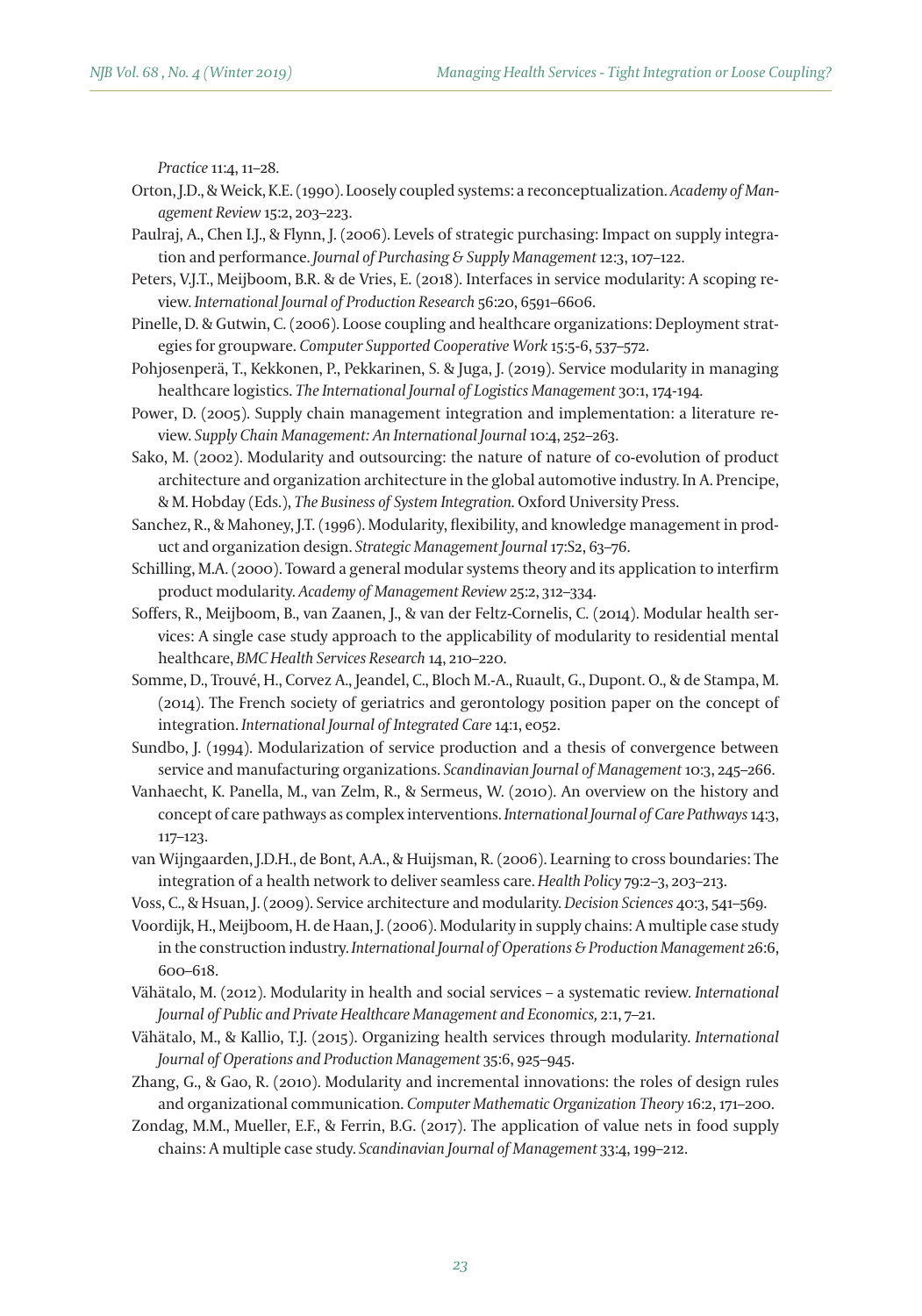*Practice* 11:4, 11–28.

Orton, J.D., & Weick, K.E. (1990). Loosely coupled systems: a reconceptualization. *Academy of Management Review* 15:2, 203–223.

Paulraj, A., Chen I.J., & Flynn, J. (2006). Levels of strategic purchasing: Impact on supply integration and performance. *Journal of Purchasing & Supply Management* 12:3, 107–122.

Peters, V.J.T., Meijboom, B.R. & de Vries, E. (2018). Interfaces in service modularity: A scoping review. *International Journal of Production Research* 56:20, 6591–6606.

Pinelle, D. & Gutwin, C. (2006). Loose coupling and healthcare organizations: Deployment strategies for groupware. *Computer Supported Cooperative Work* 15:5-6, 537–572.

Pohjosenperä, T., Kekkonen, P., Pekkarinen, S. & Juga, J. (2019). Service modularity in managing healthcare logistics. *The International Journal of Logistics Management* 30:1, 174-194.

Power, D. (2005). Supply chain management integration and implementation: a literature review. *Supply Chain Management: An International Journal* 10:4, 252–263.

Sako, M. (2002). Modularity and outsourcing: the nature of nature of co-evolution of product architecture and organization architecture in the global automotive industry. In A. Prencipe, & M. Hobday (Eds.), *The Business of System Integration.* Oxford University Press.

Sanchez, R., & Mahoney, J.T. (1996). Modularity, flexibility, and knowledge management in product and organization design. *Strategic Management Journal* 17:S2, 63–76.

Schilling, M.A. (2000). Toward a general modular systems theory and its application to interfirm product modularity. *Academy of Management Review* 25:2, 312–334.

Soffers, R., Meijboom, B., van Zaanen, J., & van der Feltz-Cornelis, C. (2014). Modular health services: A single case study approach to the applicability of modularity to residential mental healthcare, *BMC Health Services Research* 14, 210–220.

Somme, D., Trouvé, H., Corvez A., Jeandel, C., Bloch M.-A., Ruault, G., Dupont. O., & de Stampa, M. (2014). The French society of geriatrics and gerontology position paper on the concept of integration. *International Journal of Integrated Care* 14:1, e052.

Sundbo, J. (1994). Modularization of service production and a thesis of convergence between service and manufacturing organizations. *Scandinavian Journal of Management* 10:3, 245–266.

Vanhaecht, K. Panella, M., van Zelm, R., & Sermeus, W. (2010). An overview on the history and concept of care pathways as complex interventions. *International Journal of Care Pathways* 14:3, 117–123.

van Wijngaarden, J.D.H., de Bont, A.A., & Huijsman, R. (2006). Learning to cross boundaries: The integration of a health network to deliver seamless care. *Health Policy* 79:2–3, 203–213.

Voss, C., & Hsuan, J. (2009). Service architecture and modularity. *Decision Sciences* 40:3, 541–569.

Voordijk, H., Meijboom, H. de Haan, J. (2006). Modularity in supply chains: A multiple case study in the construction industry. *International Journal of Operations & Production Management* 26:6, 600–618.

Vähätalo, M. (2012). Modularity in health and social services – a systematic review. *International Journal of Public and Private Healthcare Management and Economics,* 2:1, 7–21.

Vähätalo, M., & Kallio, T.J. (2015). Organizing health services through modularity. *International Journal of Operations and Production Management* 35:6, 925–945.

Zhang, G., & Gao, R. (2010). Modularity and incremental innovations: the roles of design rules and organizational communication. *Computer Mathematic Organization Theory* 16:2, 171–200.

Zondag, M.M., Mueller, E.F., & Ferrin, B.G. (2017). The application of value nets in food supply chains: A multiple case study. *Scandinavian Journal of Management* 33:4, 199–212.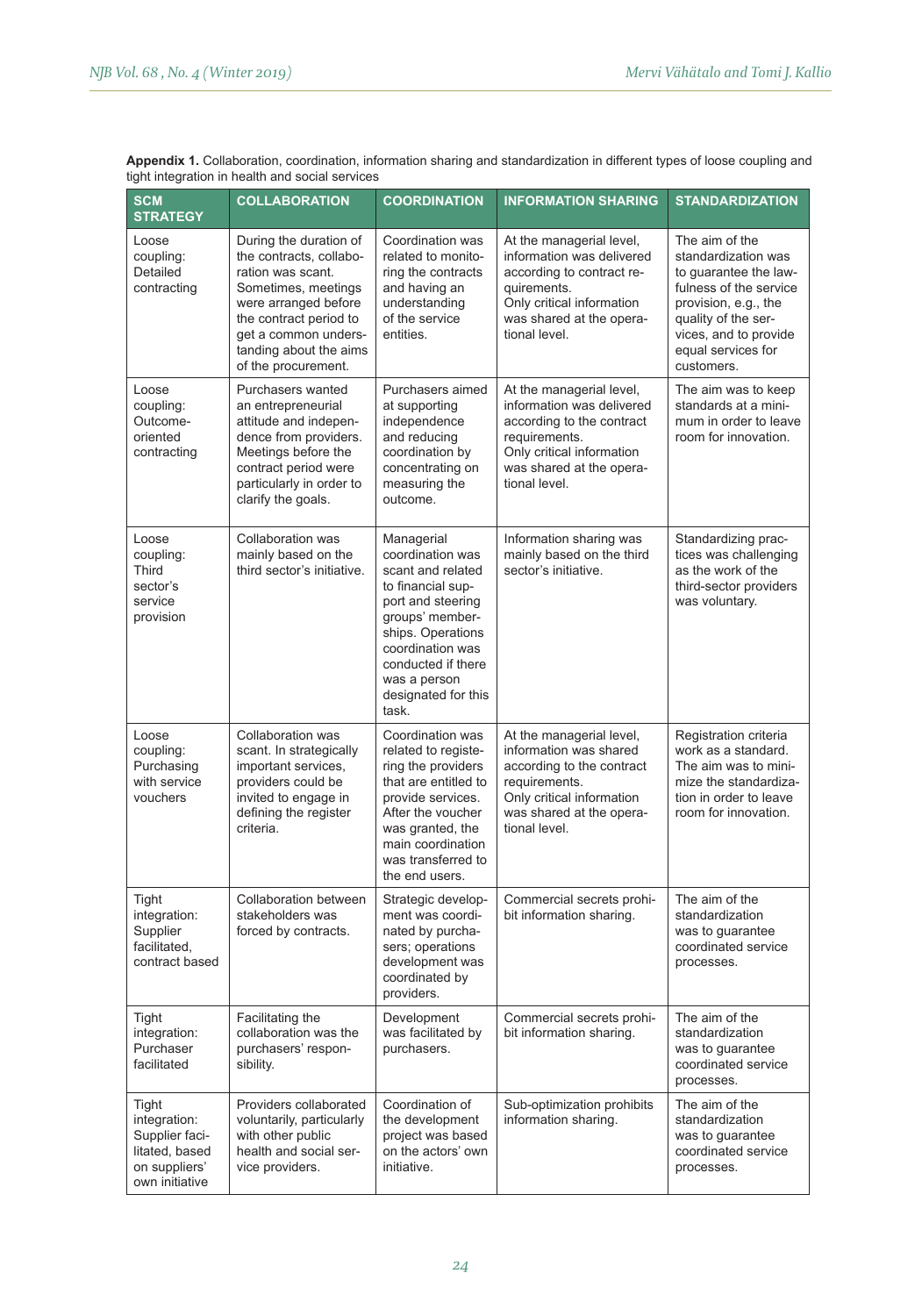**Appendix 1.** Collaboration, coordination, information sharing and standardization in different types of loose coupling and tight integration in health and social services

| SCM STRATEGY | COLLABORATION | COORDINATION | INFORMATION SHARING | STANDARDIZATION |
|---|---|---|---|---|
| Loose coupling: Detailed contracting | During the duration of the contracts, collaboration was scant. Sometimes, meetings were arranged before the contract period to get a common understanding about the aims of the procurement. | Coordination was related to monitoring the contracts and having an understanding of the service entities. | At the managerial level, information was delivered according to contract requirements. Only critical information was shared at the operational level. | The aim of the standardization was to guarantee the lawfulness of the service provision, e.g., the quality of the services, and to provide equal services for customers. |
| Loose coupling: Outcome-oriented contracting | Purchasers wanted an entrepreneurial attitude and independence from providers. Meetings before the contract period were particularly in order to clarify the goals. | Purchasers aimed at supporting independence and reducing coordination by concentrating on measuring the outcome. | At the managerial level, information was delivered according to the contract requirements. Only critical information was shared at the operational level. | The aim was to keep standards at a minimum in order to leave room for innovation. |
| Loose coupling: Third sector's service provision | Collaboration was mainly based on the third sector's initiative. | Managerial coordination was scant and related to financial support and steering groups' memberships. Operations coordination was conducted if there was a person designated for this task. | Information sharing was mainly based on the third sector's initiative. | Standardizing practices was challenging as the work of the third-sector providers was voluntary. |
| Loose coupling: Purchasing with service vouchers | Collaboration was scant. In strategically important services, providers could be invited to engage in defining the register criteria. | Coordination was related to registering the providers that are entitled to provide services. After the voucher was granted, the main coordination was transferred to the end users. | At the managerial level, information was shared according to the contract requirements. Only critical information was shared at the operational level. | Registration criteria work as a standard. The aim was to minimize the standardization in order to leave room for innovation. |
| Tight integration: Supplier facilitated, contract based | Collaboration between stakeholders was forced by contracts. | Strategic development was coordinated by purchasers; operations development was coordinated by providers. | Commercial secrets prohibit information sharing. | The aim of the standardization was to guarantee coordinated service processes. |
| Tight integration: Purchaser facilitated | Facilitating the collaboration was the purchasers' responsibility. | Development was facilitated by purchasers. | Commercial secrets prohibit information sharing. | The aim of the standardization was to guarantee coordinated service processes. |
| Tight integration: Supplier facilitated, based on suppliers' own initiative | Providers collaborated voluntarily, particularly with other public health and social service providers. | Coordination of the development project was based on the actors' own initiative. | Sub-optimization prohibits information sharing. | The aim of the standardization was to guarantee coordinated service processes. |